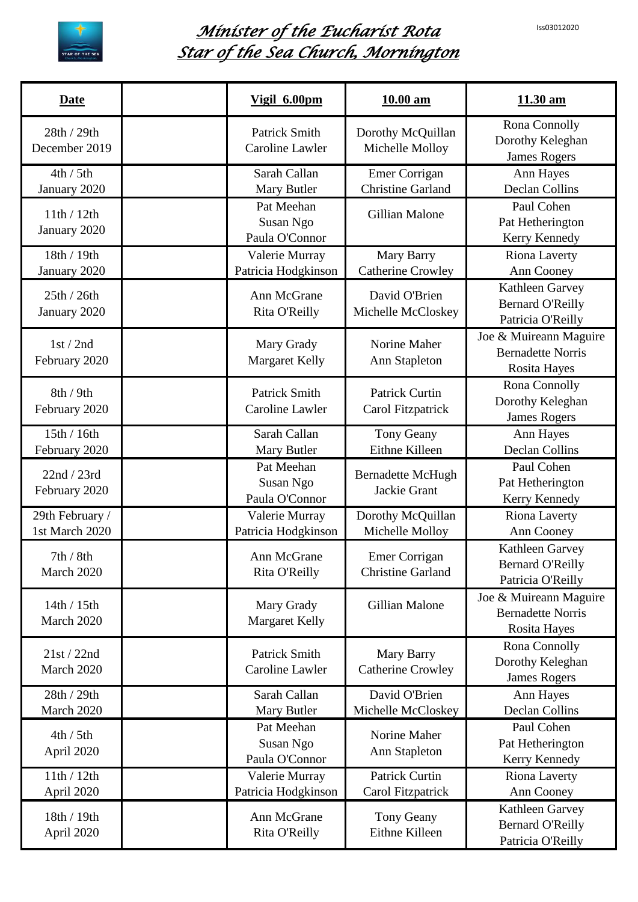# *Minister of the Eucharist Rota*
# *Star of the Sea Church, Mornington*

Iss03012020

| **Date** | | **Vigil 6.00pm** | **10.00 am** | **11.30 am** |
|---|---|---|---|---|
| 28th / 29th December 2019 | | Patrick Smith<br>Caroline Lawler | Dorothy McQuillan<br>Michelle Molloy | Rona Connolly<br>Dorothy Keleghan<br>James Rogers |
| 4th / 5th January 2020 | | Sarah Callan<br>Mary Butler | Emer Corrigan<br>Christine Garland | Ann Hayes<br>Declan Collins |
| 11th / 12th January 2020 | | Pat Meehan<br>Susan Ngo<br>Paula O'Connor | Gillian Malone | Paul Cohen<br>Pat Hetherington<br>Kerry Kennedy |
| 18th / 19th January 2020 | | Valerie Murray<br>Patricia Hodgkinson | Mary Barry<br>Catherine Crowley | Riona Laverty<br>Ann Cooney |
| 25th / 26th January 2020 | | Ann McGrane<br>Rita O'Reilly | David O'Brien<br>Michelle McCloskey | Kathleen Garvey<br>Bernard O'Reilly<br>Patricia O'Reilly |
| 1st / 2nd February 2020 | | Mary Grady<br>Margaret Kelly | Norine Maher<br>Ann Stapleton | Joe & Muireann Maguire<br>Bernadette Norris<br>Rosita Hayes |
| 8th / 9th February 2020 | | Patrick Smith<br>Caroline Lawler | Patrick Curtin<br>Carol Fitzpatrick | Rona Connolly<br>Dorothy Keleghan<br>James Rogers |
| 15th / 16th February 2020 | | Sarah Callan<br>Mary Butler | Tony Geany<br>Eithne Killeen | Ann Hayes<br>Declan Collins |
| 22nd / 23rd February 2020 | | Pat Meehan<br>Susan Ngo<br>Paula O'Connor | Bernadette McHugh<br>Jackie Grant | Paul Cohen<br>Pat Hetherington<br>Kerry Kennedy |
| 29th February / 1st March 2020 | | Valerie Murray<br>Patricia Hodgkinson | Dorothy McQuillan<br>Michelle Molloy | Riona Laverty<br>Ann Cooney |
| 7th / 8th March 2020 | | Ann McGrane<br>Rita O'Reilly | Emer Corrigan<br>Christine Garland | Kathleen Garvey<br>Bernard O'Reilly<br>Patricia O'Reilly |
| 14th / 15th March 2020 | | Mary Grady<br>Margaret Kelly | Gillian Malone | Joe & Muireann Maguire<br>Bernadette Norris<br>Rosita Hayes |
| 21st / 22nd March 2020 | | Patrick Smith<br>Caroline Lawler | Mary Barry<br>Catherine Crowley | Rona Connolly<br>Dorothy Keleghan<br>James Rogers |
| 28th / 29th March 2020 | | Sarah Callan<br>Mary Butler | David O'Brien<br>Michelle McCloskey | Ann Hayes<br>Declan Collins |
| 4th / 5th April 2020 | | Pat Meehan<br>Susan Ngo<br>Paula O'Connor | Norine Maher<br>Ann Stapleton | Paul Cohen<br>Pat Hetherington<br>Kerry Kennedy |
| 11th / 12th April 2020 | | Valerie Murray<br>Patricia Hodgkinson | Patrick Curtin<br>Carol Fitzpatrick | Riona Laverty<br>Ann Cooney |
| 18th / 19th April 2020 | | Ann McGrane<br>Rita O'Reilly | Tony Geany<br>Eithne Killeen | Kathleen Garvey<br>Bernard O'Reilly<br>Patricia O'Reilly |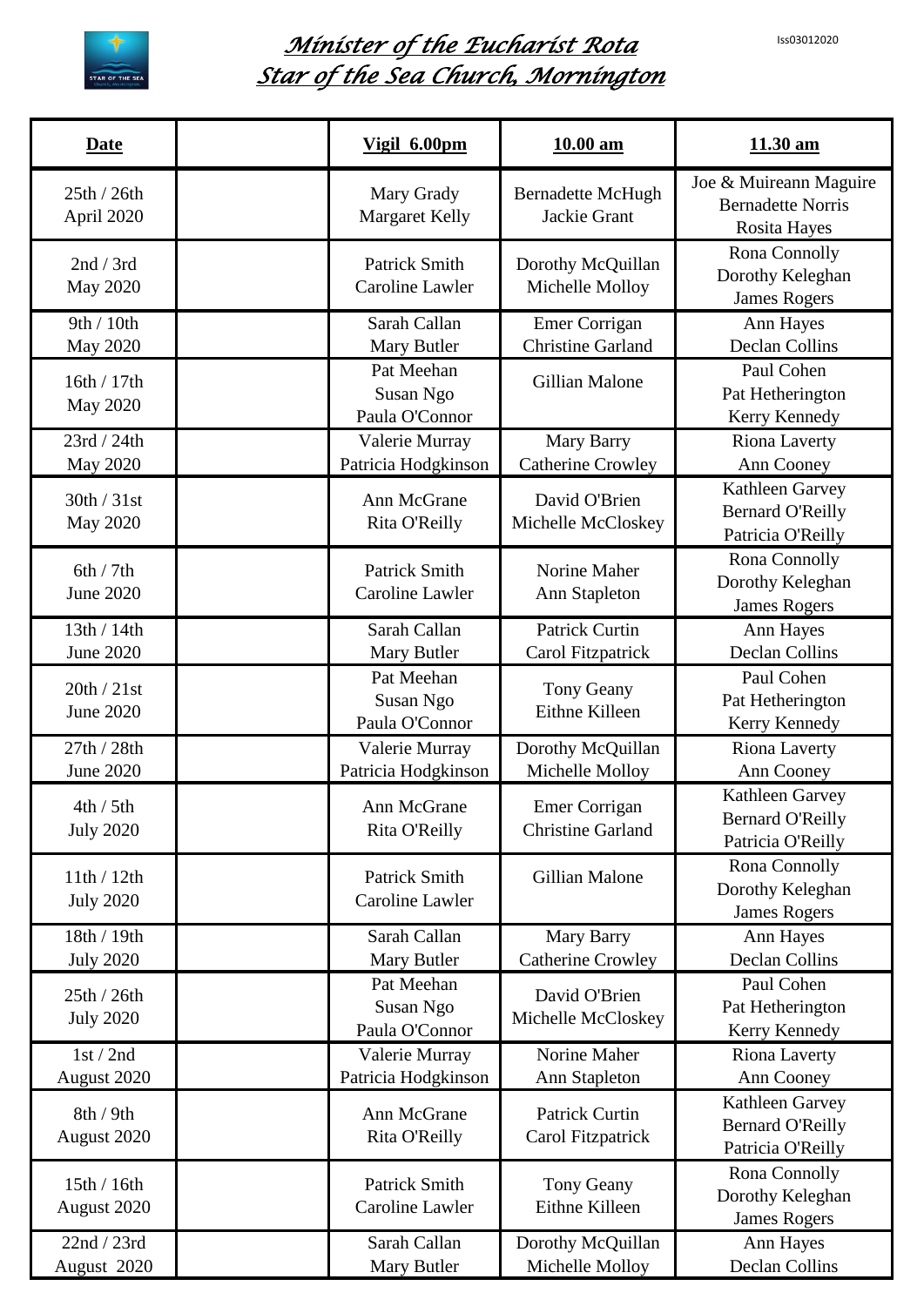# *Minister of the Eucharist Rota*
# *Star of the Sea Church, Mornington*

Iss03012020

| **Date** | | **Vigil 6.00pm** | **10.00 am** | **11.30 am** |
|---|---|---|---|---|
| 25th / 26th April 2020 | | Mary Grady<br>Margaret Kelly | Bernadette McHugh<br>Jackie Grant | Joe & Muireann Maguire<br>Bernadette Norris<br>Rosita Hayes |
| 2nd / 3rd May 2020 | | Patrick Smith<br>Caroline Lawler | Dorothy McQuillan<br>Michelle Molloy | Rona Connolly<br>Dorothy Keleghan<br>James Rogers |
| 9th / 10th May 2020 | | Sarah Callan<br>Mary Butler | Emer Corrigan<br>Christine Garland | Ann Hayes<br>Declan Collins |
| 16th / 17th May 2020 | | Pat Meehan<br>Susan Ngo<br>Paula O'Connor | Gillian Malone | Paul Cohen<br>Pat Hetherington<br>Kerry Kennedy |
| 23rd / 24th May 2020 | | Valerie Murray<br>Patricia Hodgkinson | Mary Barry<br>Catherine Crowley | Riona Laverty<br>Ann Cooney |
| 30th / 31st May 2020 | | Ann McGrane<br>Rita O'Reilly | David O'Brien<br>Michelle McCloskey | Kathleen Garvey<br>Bernard O'Reilly<br>Patricia O'Reilly |
| 6th / 7th June 2020 | | Patrick Smith<br>Caroline Lawler | Norine Maher<br>Ann Stapleton | Rona Connolly<br>Dorothy Keleghan<br>James Rogers |
| 13th / 14th June 2020 | | Sarah Callan<br>Mary Butler | Patrick Curtin<br>Carol Fitzpatrick | Ann Hayes<br>Declan Collins |
| 20th / 21st June 2020 | | Pat Meehan<br>Susan Ngo<br>Paula O'Connor | Tony Geany<br>Eithne Killeen | Paul Cohen<br>Pat Hetherington<br>Kerry Kennedy |
| 27th / 28th June 2020 | | Valerie Murray<br>Patricia Hodgkinson | Dorothy McQuillan<br>Michelle Molloy | Riona Laverty<br>Ann Cooney |
| 4th / 5th July 2020 | | Ann McGrane<br>Rita O'Reilly | Emer Corrigan<br>Christine Garland | Kathleen Garvey<br>Bernard O'Reilly<br>Patricia O'Reilly |
| 11th / 12th July 2020 | | Patrick Smith<br>Caroline Lawler | Gillian Malone | Rona Connolly<br>Dorothy Keleghan<br>James Rogers |
| 18th / 19th July 2020 | | Sarah Callan<br>Mary Butler | Mary Barry<br>Catherine Crowley | Ann Hayes<br>Declan Collins |
| 25th / 26th July 2020 | | Pat Meehan<br>Susan Ngo<br>Paula O'Connor | David O'Brien<br>Michelle McCloskey | Paul Cohen<br>Pat Hetherington<br>Kerry Kennedy |
| 1st / 2nd August 2020 | | Valerie Murray<br>Patricia Hodgkinson | Norine Maher<br>Ann Stapleton | Riona Laverty<br>Ann Cooney |
| 8th / 9th August 2020 | | Ann McGrane<br>Rita O'Reilly | Patrick Curtin<br>Carol Fitzpatrick | Kathleen Garvey<br>Bernard O'Reilly<br>Patricia O'Reilly |
| 15th / 16th August 2020 | | Patrick Smith<br>Caroline Lawler | Tony Geany<br>Eithne Killeen | Rona Connolly<br>Dorothy Keleghan<br>James Rogers |
| 22nd / 23rd August 2020 | | Sarah Callan<br>Mary Butler | Dorothy McQuillan<br>Michelle Molloy | Ann Hayes<br>Declan Collins |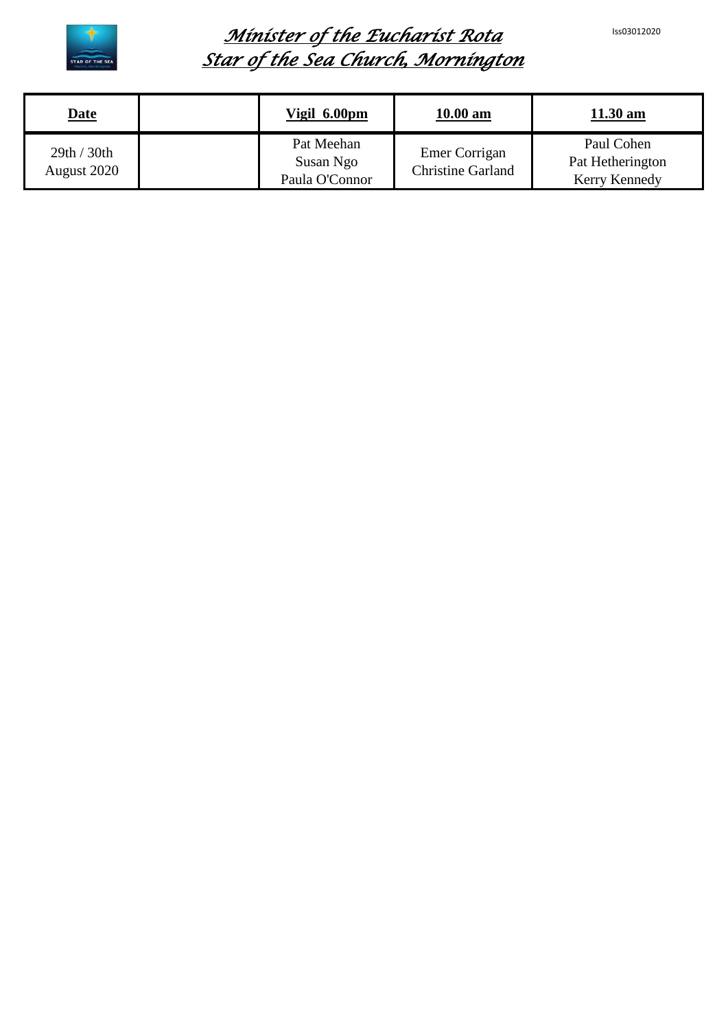# *Minister of the Eucharist Rota*
# *Star of the Sea Church, Mornington*

Iss03012020

| **Date** | | **Vigil 6.00pm** | **10.00 am** | **11.30 am** |
|---|---|---|---|---|
| 29th / 30th August 2020 | | Pat Meehan<br>Susan Ngo<br>Paula O'Connor | Emer Corrigan<br>Christine Garland | Paul Cohen<br>Pat Hetherington<br>Kerry Kennedy |